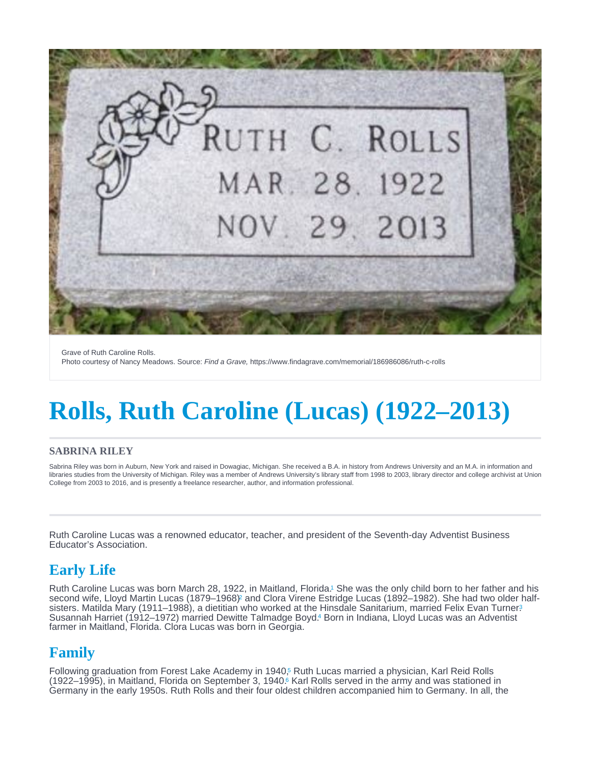Grave of Ruth Caroline Rolls.
Photo courtesy of Nancy Meadows. Source: *Find a Grave,* https://www.findagrave.com/memorial/186986086/ruth-c-rolls

# Rolls, Ruth Caroline (Lucas) (1922–2013)

### SABRINA RILEY

Sabrina Riley was born in Auburn, New York and raised in Dowagiac, Michigan. She received a B.A. in history from Andrews University and an M.A. in information and libraries studies from the University of Michigan. Riley was a member of Andrews University's library staff from 1998 to 2003, library director and college archivist at Union College from 2003 to 2016, and is presently a freelance researcher, author, and information professional.

Ruth Caroline Lucas was a renowned educator, teacher, and president of the Seventh-day Adventist Business Educator's Association.

## Early Life

Ruth Caroline Lucas was born March 28, 1922, in Maitland, Florida.[1] She was the only child born to her father and his second wife, Lloyd Martin Lucas (1879–1968)[2] and Clora Virene Estridge Lucas (1892–1982). She had two older half-sisters. Matilda Mary (1911–1988), a dietitian who worked at the Hinsdale Sanitarium, married Felix Evan Turner.[3] Susannah Harriet (1912–1972) married Dewitte Talmadge Boyd.[4] Born in Indiana, Lloyd Lucas was an Adventist farmer in Maitland, Florida. Clora Lucas was born in Georgia.

## Family

Following graduation from Forest Lake Academy in 1940,[5] Ruth Lucas married a physician, Karl Reid Rolls (1922–1995), in Maitland, Florida on September 3, 1940.[6] Karl Rolls served in the army and was stationed in Germany in the early 1950s. Ruth Rolls and their four oldest children accompanied him to Germany. In all, the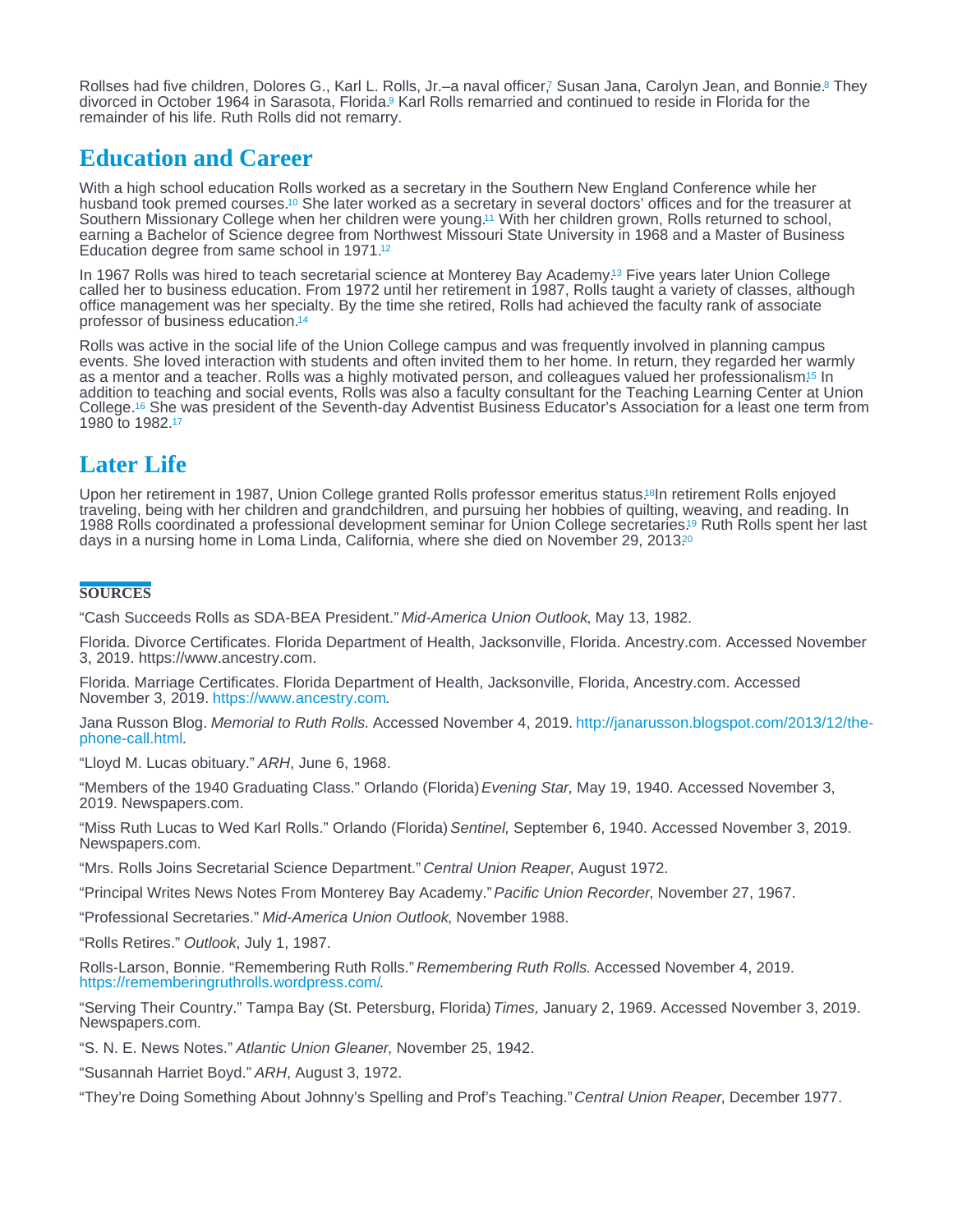Rollses had five children, Dolores G., Karl L. Rolls, Jr.–a naval officer,[7] Susan Jana, Carolyn Jean, and Bonnie.[8] They divorced in October 1964 in Sarasota, Florida.[9] Karl Rolls remarried and continued to reside in Florida for the remainder of his life. Ruth Rolls did not remarry.

## Education and Career

With a high school education Rolls worked as a secretary in the Southern New England Conference while her husband took premed courses.[10] She later worked as a secretary in several doctors' offices and for the treasurer at Southern Missionary College when her children were young.[11] With her children grown, Rolls returned to school, earning a Bachelor of Science degree from Northwest Missouri State University in 1968 and a Master of Business Education degree from same school in 1971.[12]

In 1967 Rolls was hired to teach secretarial science at Monterey Bay Academy.[13] Five years later Union College called her to business education. From 1972 until her retirement in 1987, Rolls taught a variety of classes, although office management was her specialty. By the time she retired, Rolls had achieved the faculty rank of associate professor of business education.[14]

Rolls was active in the social life of the Union College campus and was frequently involved in planning campus events. She loved interaction with students and often invited them to her home. In return, they regarded her warmly as a mentor and a teacher. Rolls was a highly motivated person, and colleagues valued her professionalism.[15] In addition to teaching and social events, Rolls was also a faculty consultant for the Teaching Learning Center at Union College.[16] She was president of the Seventh-day Adventist Business Educator's Association for a least one term from 1980 to 1982.[17]

## Later Life

Upon her retirement in 1987, Union College granted Rolls professor emeritus status.[18]In retirement Rolls enjoyed traveling, being with her children and grandchildren, and pursuing her hobbies of quilting, weaving, and reading. In 1988 Rolls coordinated a professional development seminar for Union College secretaries.[19] Ruth Rolls spent her last days in a nursing home in Loma Linda, California, where she died on November 29, 2013.[20]

### SOURCES

"Cash Succeeds Rolls as SDA-BEA President." *Mid-America Union Outlook*, May 13, 1982.

Florida. Divorce Certificates. Florida Department of Health, Jacksonville, Florida. Ancestry.com. Accessed November 3, 2019. https://www.ancestry.com.

Florida. Marriage Certificates. Florida Department of Health, Jacksonville, Florida, Ancestry.com. Accessed November 3, 2019. https://www.ancestry.com.

Jana Russon Blog. *Memorial to Ruth Rolls.* Accessed November 4, 2019. http://janarusson.blogspot.com/2013/12/the-phone-call.html.

"Lloyd M. Lucas obituary." *ARH*, June 6, 1968.

"Members of the 1940 Graduating Class." Orlando (Florida) *Evening Star,* May 19, 1940. Accessed November 3, 2019. Newspapers.com.

"Miss Ruth Lucas to Wed Karl Rolls." Orlando (Florida) *Sentinel,* September 6, 1940. Accessed November 3, 2019. Newspapers.com.

"Mrs. Rolls Joins Secretarial Science Department." *Central Union Reaper*, August 1972.

"Principal Writes News Notes From Monterey Bay Academy." *Pacific Union Recorder*, November 27, 1967.

"Professional Secretaries." *Mid-America Union Outlook*, November 1988.

"Rolls Retires." *Outlook*, July 1, 1987.

Rolls-Larson, Bonnie. "Remembering Ruth Rolls." *Remembering Ruth Rolls.* Accessed November 4, 2019. https://rememberingruthrolls.wordpress.com/.

"Serving Their Country." Tampa Bay (St. Petersburg, Florida) *Times,* January 2, 1969. Accessed November 3, 2019. Newspapers.com.

"S. N. E. News Notes." *Atlantic Union Gleaner*, November 25, 1942.

"Susannah Harriet Boyd." *ARH*, August 3, 1972.

"They're Doing Something About Johnny's Spelling and Prof's Teaching." *Central Union Reaper*, December 1977.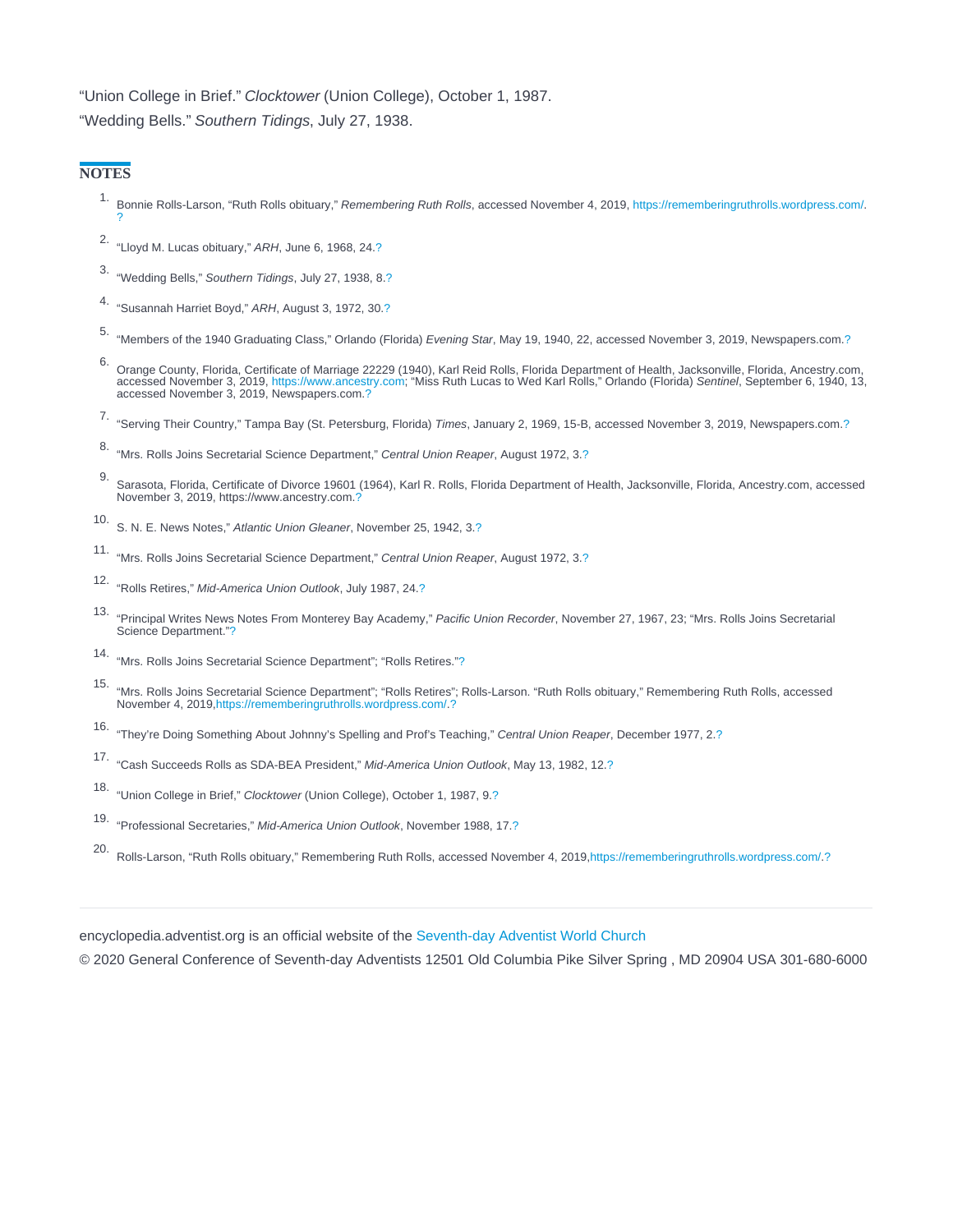"Union College in Brief." *Clocktower* (Union College), October 1, 1987.

"Wedding Bells." *Southern Tidings*, July 27, 1938.

## NOTES

1. Bonnie Rolls-Larson, "Ruth Rolls obituary," *Remembering Ruth Rolls*, accessed November 4, 2019, https://rememberingruthrolls.wordpress.com/. ?
2. "Lloyd M. Lucas obituary," *ARH*, June 6, 1968, 24.?
3. "Wedding Bells," *Southern Tidings*, July 27, 1938, 8.?
4. "Susannah Harriet Boyd," *ARH*, August 3, 1972, 30.?
5. "Members of the 1940 Graduating Class," Orlando (Florida) *Evening Star*, May 19, 1940, 22, accessed November 3, 2019, Newspapers.com.?
6. Orange County, Florida, Certificate of Marriage 22229 (1940), Karl Reid Rolls, Florida Department of Health, Jacksonville, Florida, Ancestry.com, accessed November 3, 2019, https://www.ancestry.com; "Miss Ruth Lucas to Wed Karl Rolls," Orlando (Florida) *Sentinel*, September 6, 1940, 13, accessed November 3, 2019, Newspapers.com.?
7. "Serving Their Country," Tampa Bay (St. Petersburg, Florida) *Times*, January 2, 1969, 15-B, accessed November 3, 2019, Newspapers.com.?
8. "Mrs. Rolls Joins Secretarial Science Department," *Central Union Reaper*, August 1972, 3.?
9. Sarasota, Florida, Certificate of Divorce 19601 (1964), Karl R. Rolls, Florida Department of Health, Jacksonville, Florida, Ancestry.com, accessed November 3, 2019, https://www.ancestry.com.?
10. S. N. E. News Notes," *Atlantic Union Gleaner*, November 25, 1942, 3.?
11. "Mrs. Rolls Joins Secretarial Science Department," *Central Union Reaper*, August 1972, 3.?
12. "Rolls Retires," *Mid-America Union Outlook*, July 1987, 24.?
13. "Principal Writes News Notes From Monterey Bay Academy," *Pacific Union Recorder*, November 27, 1967, 23; "Mrs. Rolls Joins Secretarial Science Department."?
14. "Mrs. Rolls Joins Secretarial Science Department"; "Rolls Retires."?
15. "Mrs. Rolls Joins Secretarial Science Department"; "Rolls Retires"; Rolls-Larson. "Ruth Rolls obituary," Remembering Ruth Rolls, accessed November 4, 2019,https://rememberingruthrolls.wordpress.com/.?
16. "They're Doing Something About Johnny's Spelling and Prof's Teaching," *Central Union Reaper*, December 1977, 2.?
17. "Cash Succeeds Rolls as SDA-BEA President," *Mid-America Union Outlook*, May 13, 1982, 12.?
18. "Union College in Brief," *Clocktower* (Union College), October 1, 1987, 9.?
19. "Professional Secretaries," *Mid-America Union Outlook*, November 1988, 17.?
20. Rolls-Larson, "Ruth Rolls obituary," Remembering Ruth Rolls, accessed November 4, 2019,https://rememberingruthrolls.wordpress.com/.?

encyclopedia.adventist.org is an official website of the Seventh-day Adventist World Church

© 2020 General Conference of Seventh-day Adventists 12501 Old Columbia Pike Silver Spring , MD 20904 USA 301-680-6000